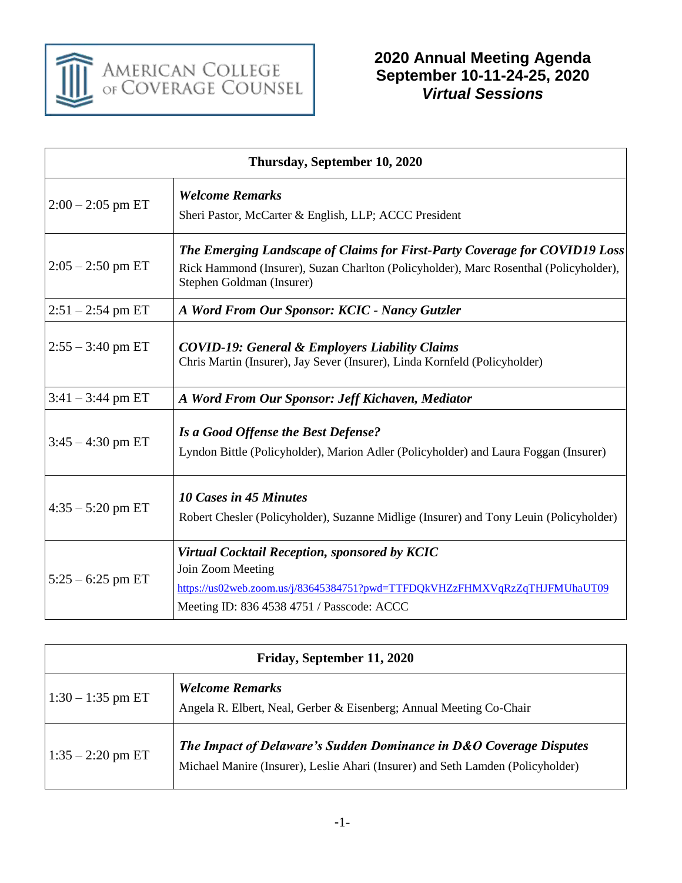AMERICAN COLLEGE OF COVERAGE COUNSEL

# 2020 Annual Meeting Agenda
## September 10-11-24-25, 2020
### *Virtual Sessions*

| Thursday, September 10, 2020 | |
|---|---|
| 2:00 – 2:05 pm ET | ***Welcome Remarks***<br>Sheri Pastor, McCarter & English, LLP; ACCC President |
| 2:05 – 2:50 pm ET | ***The Emerging Landscape of Claims for First-Party Coverage for COVID19 Loss***<br>Rick Hammond (Insurer), Suzan Charlton (Policyholder), Marc Rosenthal (Policyholder), Stephen Goldman (Insurer) |
| 2:51 – 2:54 pm ET | ***A Word From Our Sponsor: KCIC - Nancy Gutzler*** |
| 2:55 – 3:40 pm ET | ***COVID-19: General & Employers Liability Claims***<br>Chris Martin (Insurer), Jay Sever (Insurer), Linda Kornfeld (Policyholder) |
| 3:41 – 3:44 pm ET | ***A Word From Our Sponsor: Jeff Kichaven, Mediator*** |
| 3:45 – 4:30 pm ET | ***Is a Good Offense the Best Defense?***<br>Lyndon Bittle (Policyholder), Marion Adler (Policyholder) and Laura Foggan (Insurer) |
| 4:35 – 5:20 pm ET | ***10 Cases in 45 Minutes***<br>Robert Chesler (Policyholder), Suzanne Midlige (Insurer) and Tony Leuin (Policyholder) |
| 5:25 – 6:25 pm ET | ***Virtual Cocktail Reception, sponsored by KCIC***<br>Join Zoom Meeting<br>https://us02web.zoom.us/j/83645384751?pwd=TTFDQkVHZzFHMXVqRzZqTHJFMUhaUT09<br>Meeting ID: 836 4538 4751 / Passcode: ACCC |

| Friday, September 11, 2020 | |
|---|---|
| 1:30 – 1:35 pm ET | ***Welcome Remarks***<br>Angela R. Elbert, Neal, Gerber & Eisenberg; Annual Meeting Co-Chair |
| 1:35 – 2:20 pm ET | ***The Impact of Delaware's Sudden Dominance in D&O Coverage Disputes***<br>Michael Manire (Insurer), Leslie Ahari (Insurer) and Seth Lamden (Policyholder) |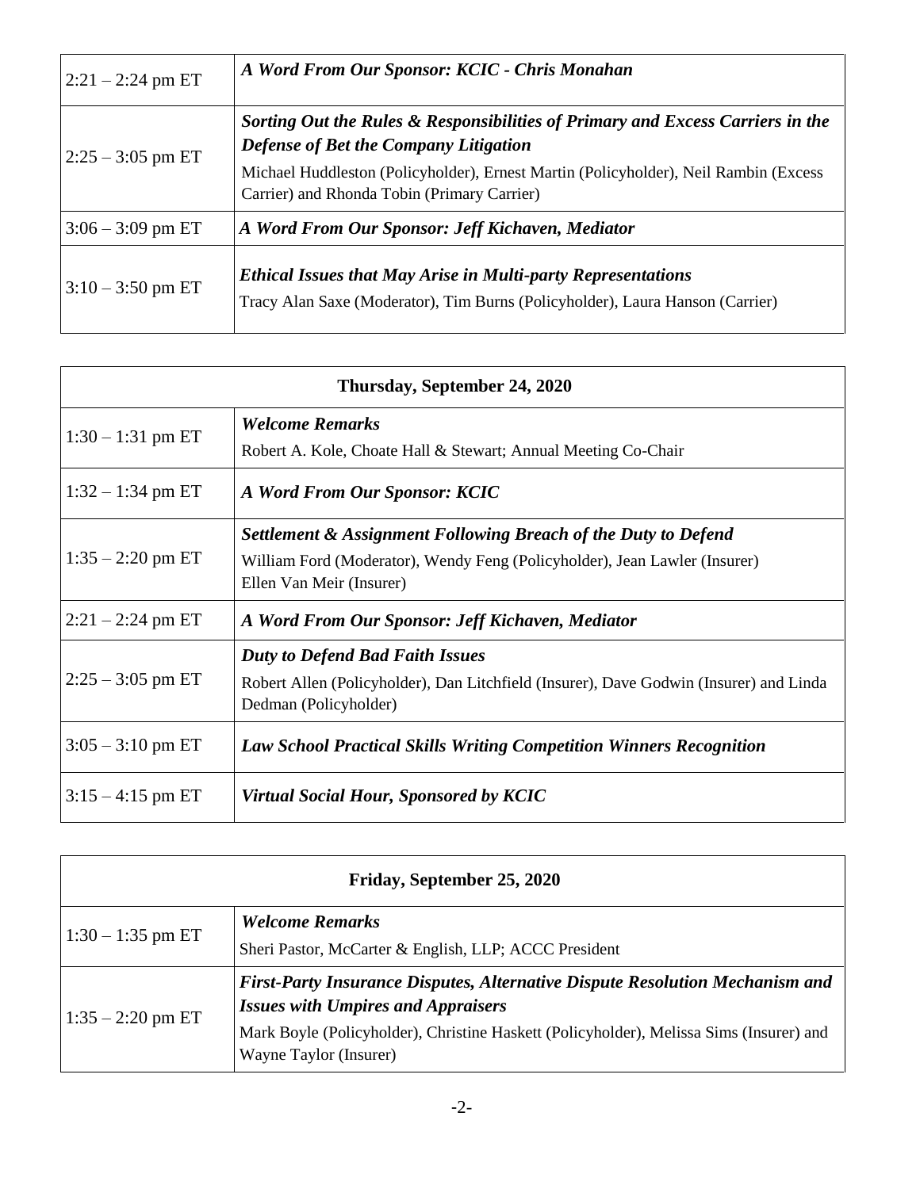| | |
|---|---|
| 2:21 – 2:24 pm ET | ***A Word From Our Sponsor: KCIC - Chris Monahan*** |
| 2:25 – 3:05 pm ET | ***Sorting Out the Rules & Responsibilities of Primary and Excess Carriers in the Defense of Bet the Company Litigation*** <br> Michael Huddleston (Policyholder), Ernest Martin (Policyholder), Neil Rambin (Excess Carrier) and Rhonda Tobin (Primary Carrier) |
| 3:06 – 3:09 pm ET | ***A Word From Our Sponsor: Jeff Kichaven, Mediator*** |
| 3:10 – 3:50 pm ET | ***Ethical Issues that May Arise in Multi-party Representations*** <br> Tracy Alan Saxe (Moderator), Tim Burns (Policyholder), Laura Hanson (Carrier) |

| **Thursday, September 24, 2020** | |
|---|---|
| 1:30 – 1:31 pm ET | ***Welcome Remarks*** <br> Robert A. Kole, Choate Hall & Stewart; Annual Meeting Co-Chair |
| 1:32 – 1:34 pm ET | ***A Word From Our Sponsor: KCIC*** |
| 1:35 – 2:20 pm ET | ***Settlement & Assignment Following Breach of the Duty to Defend*** <br> William Ford (Moderator), Wendy Feng (Policyholder), Jean Lawler (Insurer) Ellen Van Meir (Insurer) |
| 2:21 – 2:24 pm ET | ***A Word From Our Sponsor: Jeff Kichaven, Mediator*** |
| 2:25 – 3:05 pm ET | ***Duty to Defend Bad Faith Issues*** <br> Robert Allen (Policyholder), Dan Litchfield (Insurer), Dave Godwin (Insurer) and Linda Dedman (Policyholder) |
| 3:05 – 3:10 pm ET | ***Law School Practical Skills Writing Competition Winners Recognition*** |
| 3:15 – 4:15 pm ET | ***Virtual Social Hour, Sponsored by KCIC*** |

| **Friday, September 25, 2020** | |
|---|---|
| 1:30 – 1:35 pm ET | ***Welcome Remarks*** <br> Sheri Pastor, McCarter & English, LLP; ACCC President |
| 1:35 – 2:20 pm ET | ***First-Party Insurance Disputes, Alternative Dispute Resolution Mechanism and Issues with Umpires and Appraisers*** <br> Mark Boyle (Policyholder), Christine Haskett (Policyholder), Melissa Sims (Insurer) and Wayne Taylor (Insurer) |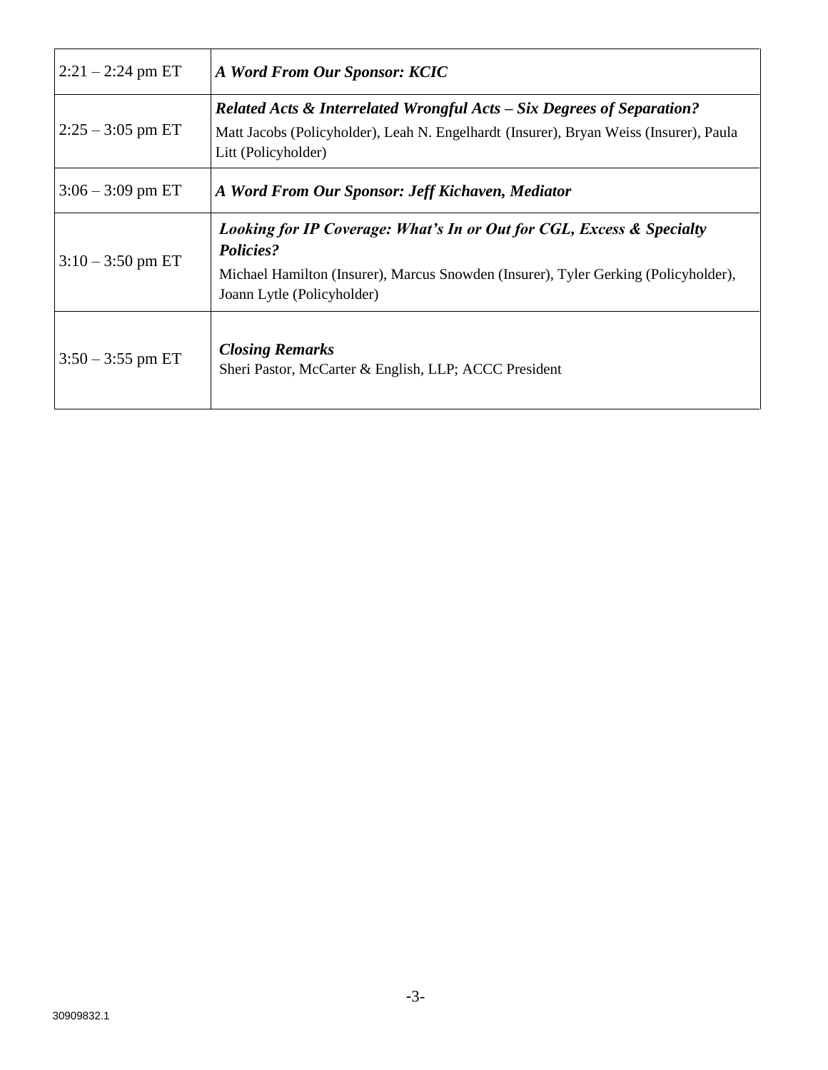| | |
|---|---|
| 2:21 – 2:24 pm ET | ***A Word From Our Sponsor: KCIC*** |
| 2:25 – 3:05 pm ET | ***Related Acts & Interrelated Wrongful Acts – Six Degrees of Separation?*** Matt Jacobs (Policyholder), Leah N. Engelhardt (Insurer), Bryan Weiss (Insurer), Paula Litt (Policyholder) |
| 3:06 – 3:09 pm ET | ***A Word From Our Sponsor: Jeff Kichaven, Mediator*** |
| 3:10 – 3:50 pm ET | ***Looking for IP Coverage: What's In or Out for CGL, Excess & Specialty Policies?*** Michael Hamilton (Insurer), Marcus Snowden (Insurer), Tyler Gerking (Policyholder), Joann Lytle (Policyholder) |
| 3:50 – 3:55 pm ET | ***Closing Remarks*** Sheri Pastor, McCarter & English, LLP; ACCC President |

30909832.1